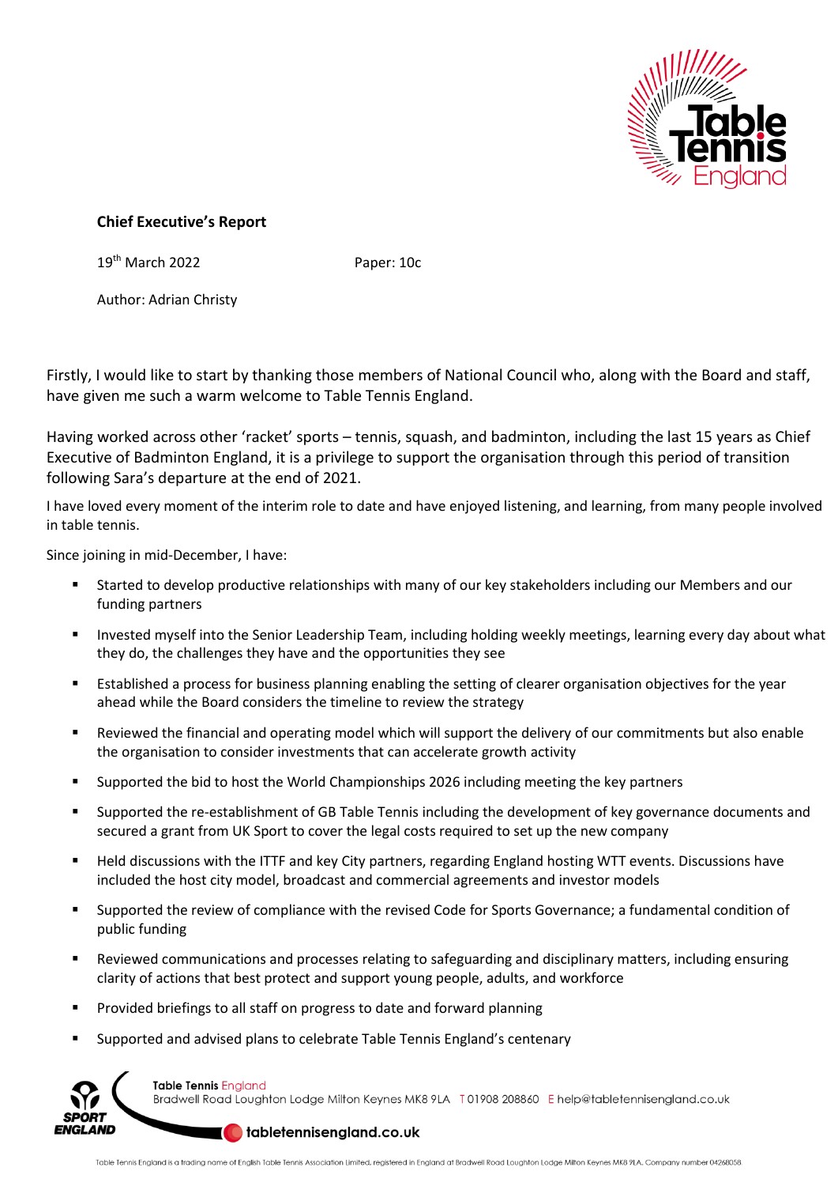**Chief Executive's Report**

19th March 2022 Paper: 10c

Author: Adrian Christy

Firstly, I would like to start by thanking those members of National Council who, along with the Board and staff, have given me such a warm welcome to Table Tennis England.

Having worked across other 'racket' sports – tennis, squash, and badminton, including the last 15 years as Chief Executive of Badminton England, it is a privilege to support the organisation through this period of transition following Sara's departure at the end of 2021.

I have loved every moment of the interim role to date and have enjoyed listening, and learning, from many people involved in table tennis.

Since joining in mid-December, I have:

- Started to develop productive relationships with many of our key stakeholders including our Members and our funding partners
- Invested myself into the Senior Leadership Team, including holding weekly meetings, learning every day about what they do, the challenges they have and the opportunities they see
- Established a process for business planning enabling the setting of clearer organisation objectives for the year ahead while the Board considers the timeline to review the strategy
- Reviewed the financial and operating model which will support the delivery of our commitments but also enable the organisation to consider investments that can accelerate growth activity
- Supported the bid to host the World Championships 2026 including meeting the key partners
- Supported the re-establishment of GB Table Tennis including the development of key governance documents and secured a grant from UK Sport to cover the legal costs required to set up the new company
- Held discussions with the ITTF and key City partners, regarding England hosting WTT events. Discussions have included the host city model, broadcast and commercial agreements and investor models
- Supported the review of compliance with the revised Code for Sports Governance; a fundamental condition of public funding
- Reviewed communications and processes relating to safeguarding and disciplinary matters, including ensuring clarity of actions that best protect and support young people, adults, and workforce
- Provided briefings to all staff on progress to date and forward planning
- Supported and advised plans to celebrate Table Tennis England's centenary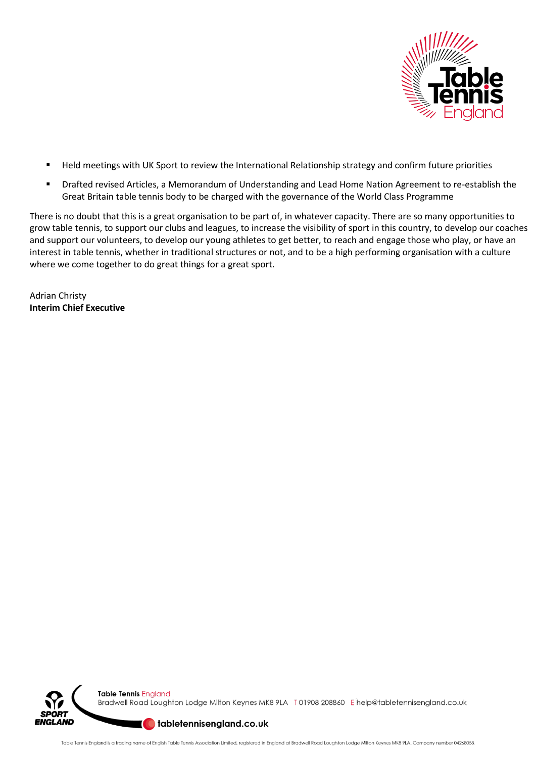- Held meetings with UK Sport to review the International Relationship strategy and confirm future priorities
- Drafted revised Articles, a Memorandum of Understanding and Lead Home Nation Agreement to re-establish the Great Britain table tennis body to be charged with the governance of the World Class Programme

There is no doubt that this is a great organisation to be part of, in whatever capacity. There are so many opportunities to grow table tennis, to support our clubs and leagues, to increase the visibility of sport in this country, to develop our coaches and support our volunteers, to develop our young athletes to get better, to reach and engage those who play, or have an interest in table tennis, whether in traditional structures or not, and to be a high performing organisation with a culture where we come together to do great things for a great sport.

Adrian Christy
**Interim Chief Executive**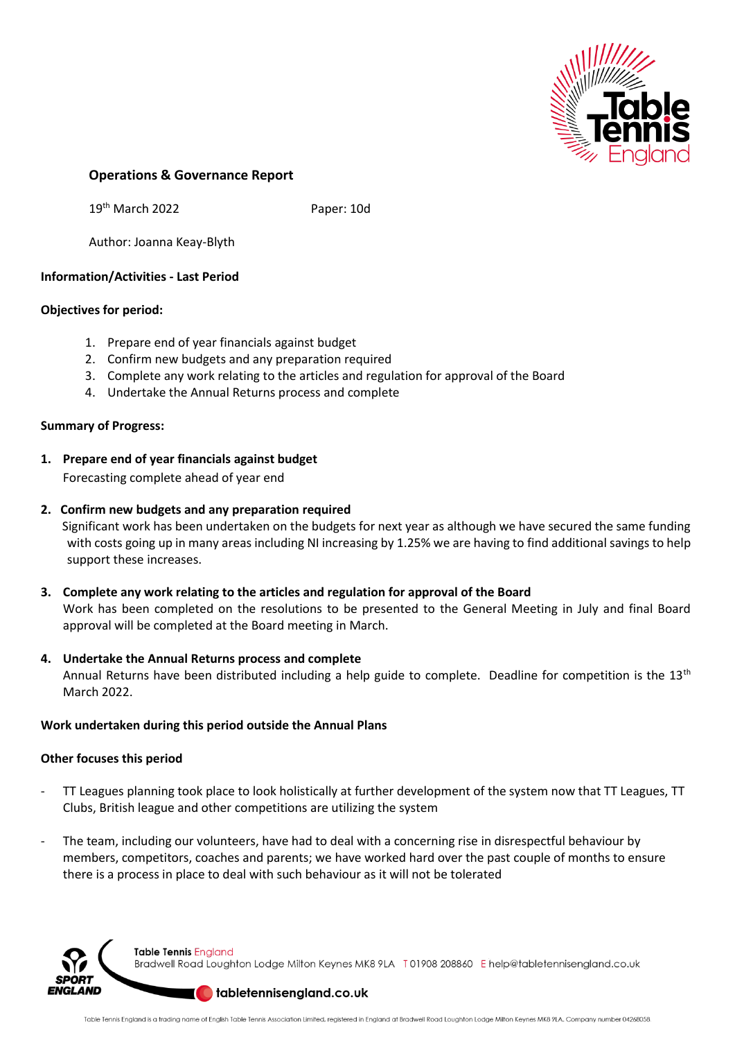## Operations & Governance Report

19th March 2022 Paper: 10d

Author: Joanna Keay-Blyth

**Information/Activities - Last Period**

**Objectives for period:**

1. Prepare end of year financials against budget
2. Confirm new budgets and any preparation required
3. Complete any work relating to the articles and regulation for approval of the Board
4. Undertake the Annual Returns process and complete

**Summary of Progress:**

1. **Prepare end of year financials against budget**
   Forecasting complete ahead of year end

2. **Confirm new budgets and any preparation required**
   Significant work has been undertaken on the budgets for next year as although we have secured the same funding with costs going up in many areas including NI increasing by 1.25% we are having to find additional savings to help support these increases.

3. **Complete any work relating to the articles and regulation for approval of the Board**
   Work has been completed on the resolutions to be presented to the General Meeting in July and final Board approval will be completed at the Board meeting in March.

4. **Undertake the Annual Returns process and complete**
   Annual Returns have been distributed including a help guide to complete. Deadline for competition is the 13th March 2022.

**Work undertaken during this period outside the Annual Plans**

**Other focuses this period**

- TT Leagues planning took place to look holistically at further development of the system now that TT Leagues, TT Clubs, British league and other competitions are utilizing the system
- The team, including our volunteers, have had to deal with a concerning rise in disrespectful behaviour by members, competitors, coaches and parents; we have worked hard over the past couple of months to ensure there is a process in place to deal with such behaviour as it will not be tolerated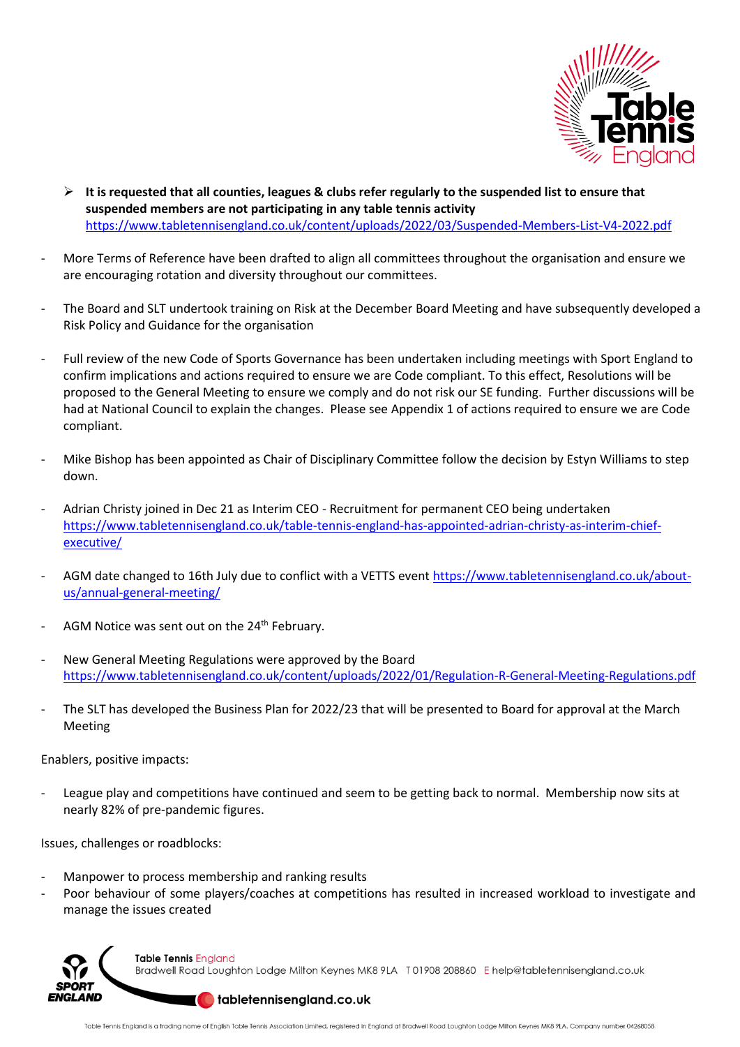- **It is requested that all counties, leagues & clubs refer regularly to the suspended list to ensure that suspended members are not participating in any table tennis activity** https://www.tabletennisengland.co.uk/content/uploads/2022/03/Suspended-Members-List-V4-2022.pdf

- More Terms of Reference have been drafted to align all committees throughout the organisation and ensure we are encouraging rotation and diversity throughout our committees.

- The Board and SLT undertook training on Risk at the December Board Meeting and have subsequently developed a Risk Policy and Guidance for the organisation

- Full review of the new Code of Sports Governance has been undertaken including meetings with Sport England to confirm implications and actions required to ensure we are Code compliant. To this effect, Resolutions will be proposed to the General Meeting to ensure we comply and do not risk our SE funding. Further discussions will be had at National Council to explain the changes. Please see Appendix 1 of actions required to ensure we are Code compliant.

- Mike Bishop has been appointed as Chair of Disciplinary Committee follow the decision by Estyn Williams to step down.

- Adrian Christy joined in Dec 21 as Interim CEO - Recruitment for permanent CEO being undertaken https://www.tabletennisengland.co.uk/table-tennis-england-has-appointed-adrian-christy-as-interim-chief-executive/

- AGM date changed to 16th July due to conflict with a VETTS event https://www.tabletennisengland.co.uk/about-us/annual-general-meeting/

- AGM Notice was sent out on the 24th February.

- New General Meeting Regulations were approved by the Board https://www.tabletennisengland.co.uk/content/uploads/2022/01/Regulation-R-General-Meeting-Regulations.pdf

- The SLT has developed the Business Plan for 2022/23 that will be presented to Board for approval at the March Meeting

Enablers, positive impacts:

- League play and competitions have continued and seem to be getting back to normal. Membership now sits at nearly 82% of pre-pandemic figures.

Issues, challenges or roadblocks:

- Manpower to process membership and ranking results
- Poor behaviour of some players/coaches at competitions has resulted in increased workload to investigate and manage the issues created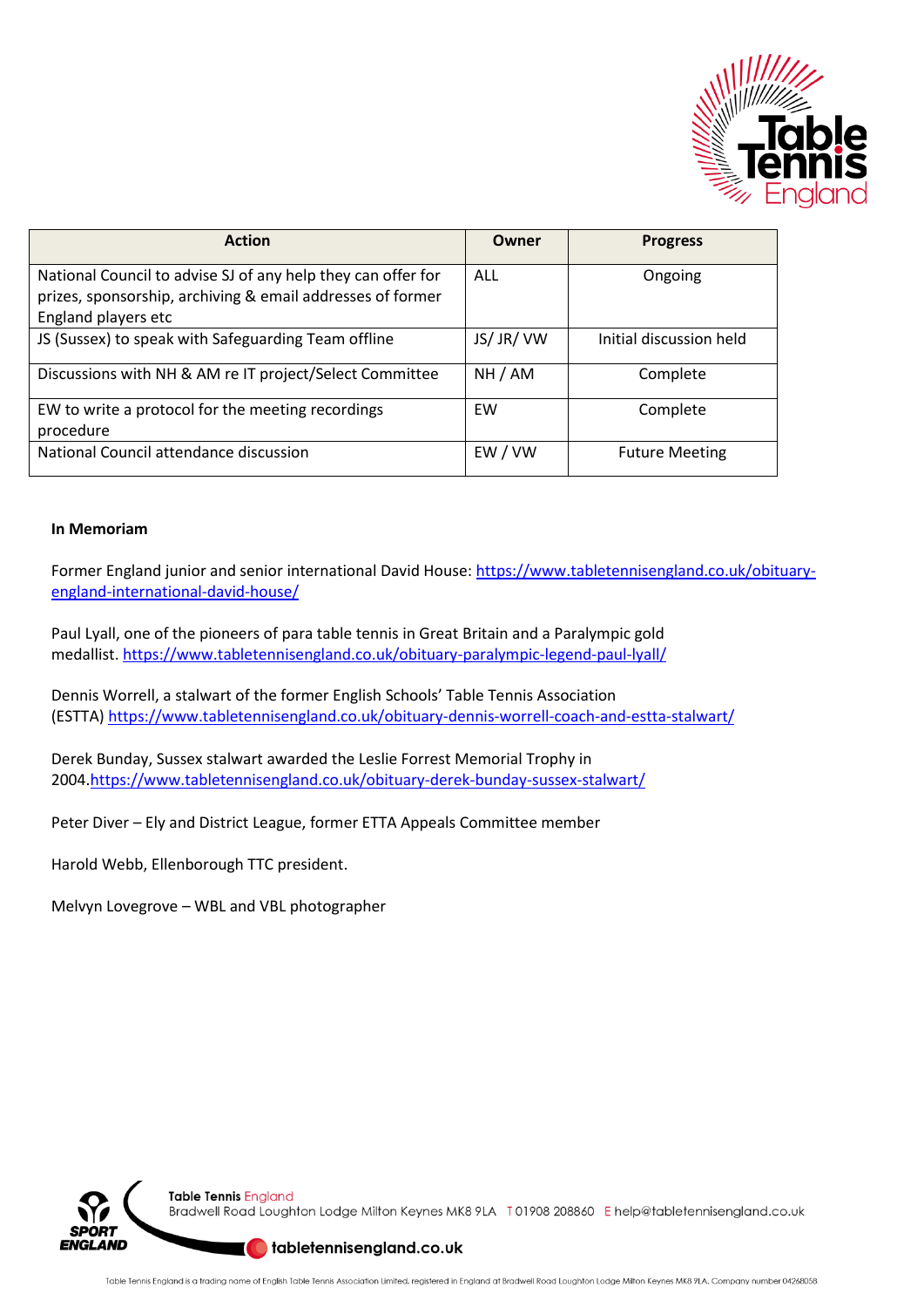| Action | Owner | Progress |
|---|---|---|
| National Council to advise SJ of any help they can offer for prizes, sponsorship, archiving & email addresses of former England players etc | ALL | Ongoing |
| JS (Sussex) to speak with Safeguarding Team offline | JS/ JR/ VW | Initial discussion held |
| Discussions with NH & AM re IT project/Select Committee | NH / AM | Complete |
| EW to write a protocol for the meeting recordings procedure | EW | Complete |
| National Council attendance discussion | EW / VW | Future Meeting |

**In Memoriam**

Former England junior and senior international David House: https://www.tabletennisengland.co.uk/obituary-england-international-david-house/

Paul Lyall, one of the pioneers of para table tennis in Great Britain and a Paralympic gold medallist. https://www.tabletennisengland.co.uk/obituary-paralympic-legend-paul-lyall/

Dennis Worrell, a stalwart of the former English Schools' Table Tennis Association (ESTTA) https://www.tabletennisengland.co.uk/obituary-dennis-worrell-coach-and-estta-stalwart/

Derek Bunday, Sussex stalwart awarded the Leslie Forrest Memorial Trophy in 2004.https://www.tabletennisengland.co.uk/obituary-derek-bunday-sussex-stalwart/

Peter Diver – Ely and District League, former ETTA Appeals Committee member

Harold Webb, Ellenborough TTC president.

Melvyn Lovegrove – WBL and VBL photographer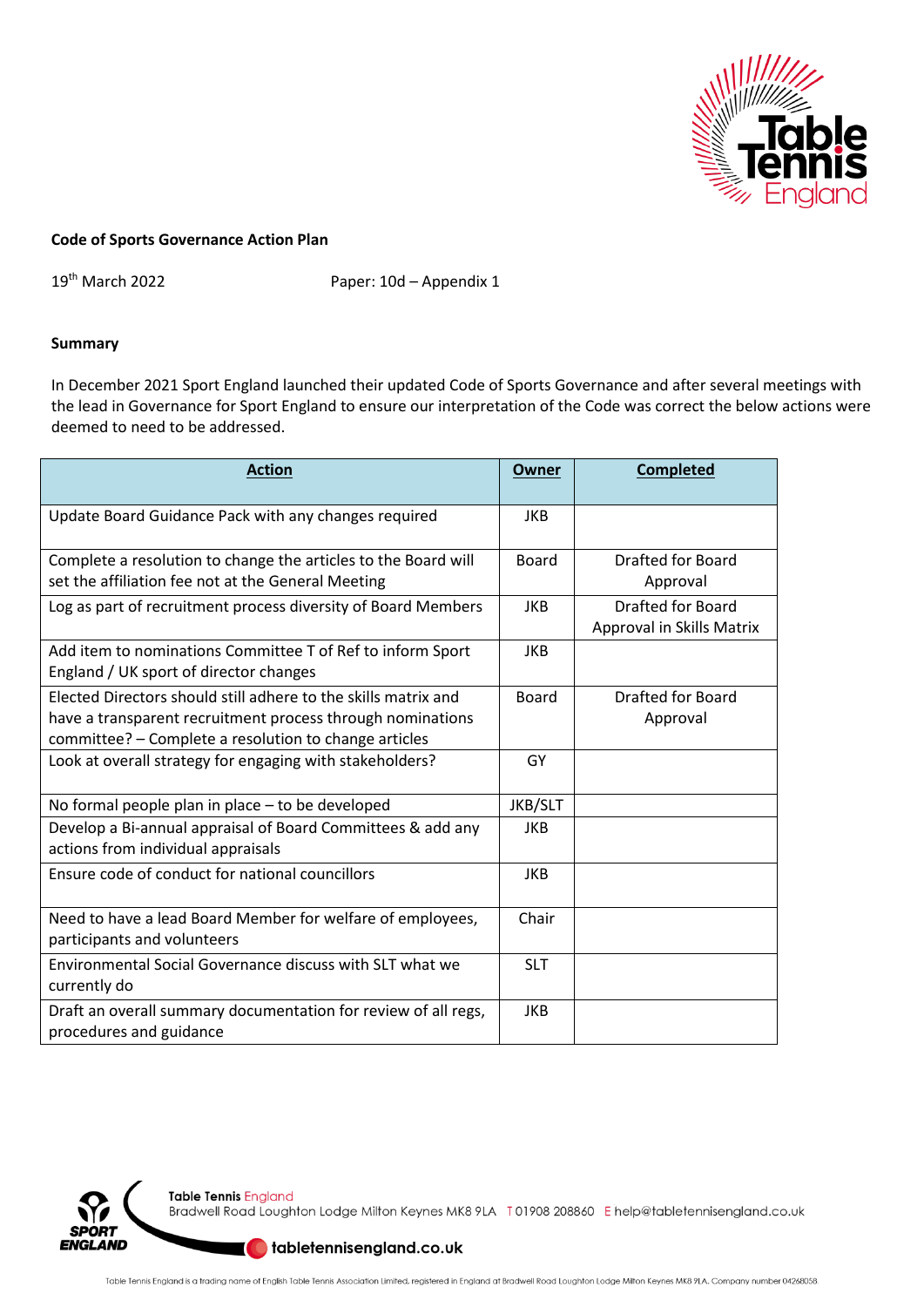**Code of Sports Governance Action Plan**

19th March 2022 Paper: 10d – Appendix 1

**Summary**

In December 2021 Sport England launched their updated Code of Sports Governance and after several meetings with the lead in Governance for Sport England to ensure our interpretation of the Code was correct the below actions were deemed to need to be addressed.

| Action | Owner | Completed |
|---|---|---|
| Update Board Guidance Pack with any changes required | JKB | |
| Complete a resolution to change the articles to the Board will set the affiliation fee not at the General Meeting | Board | Drafted for Board Approval |
| Log as part of recruitment process diversity of Board Members | JKB | Drafted for Board Approval in Skills Matrix |
| Add item to nominations Committee T of Ref to inform Sport England / UK sport of director changes | JKB | |
| Elected Directors should still adhere to the skills matrix and have a transparent recruitment process through nominations committee? – Complete a resolution to change articles | Board | Drafted for Board Approval |
| Look at overall strategy for engaging with stakeholders? | GY | |
| No formal people plan in place – to be developed | JKB/SLT | |
| Develop a Bi-annual appraisal of Board Committees & add any actions from individual appraisals | JKB | |
| Ensure code of conduct for national councillors | JKB | |
| Need to have a lead Board Member for welfare of employees, participants and volunteers | Chair | |
| Environmental Social Governance discuss with SLT what we currently do | SLT | |
| Draft an overall summary documentation for review of all regs, procedures and guidance | JKB | |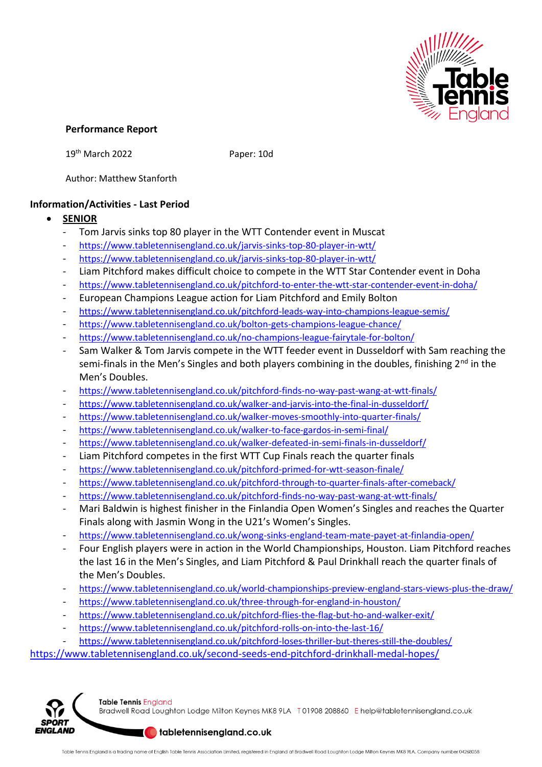**Performance Report**

19th March 2022 Paper: 10d

Author: Matthew Stanforth

**Information/Activities - Last Period**

- **SENIOR**
  - Tom Jarvis sinks top 80 player in the WTT Contender event in Muscat
  - https://www.tabletennisengland.co.uk/jarvis-sinks-top-80-player-in-wtt/
  - https://www.tabletennisengland.co.uk/jarvis-sinks-top-80-player-in-wtt/
  - Liam Pitchford makes difficult choice to compete in the WTT Star Contender event in Doha
  - https://www.tabletennisengland.co.uk/pitchford-to-enter-the-wtt-star-contender-event-in-doha/
  - European Champions League action for Liam Pitchford and Emily Bolton
  - https://www.tabletennisengland.co.uk/pitchford-leads-way-into-champions-league-semis/
  - https://www.tabletennisengland.co.uk/bolton-gets-champions-league-chance/
  - https://www.tabletennisengland.co.uk/no-champions-league-fairytale-for-bolton/
  - Sam Walker & Tom Jarvis compete in the WTT feeder event in Dusseldorf with Sam reaching the semi-finals in the Men's Singles and both players combining in the doubles, finishing 2nd in the Men's Doubles.
  - https://www.tabletennisengland.co.uk/pitchford-finds-no-way-past-wang-at-wtt-finals/
  - https://www.tabletennisengland.co.uk/walker-and-jarvis-into-the-final-in-dusseldorf/
  - https://www.tabletennisengland.co.uk/walker-moves-smoothly-into-quarter-finals/
  - https://www.tabletennisengland.co.uk/walker-to-face-gardos-in-semi-final/
  - https://www.tabletennisengland.co.uk/walker-defeated-in-semi-finals-in-dusseldorf/
  - Liam Pitchford competes in the first WTT Cup Finals reach the quarter finals
  - https://www.tabletennisengland.co.uk/pitchford-primed-for-wtt-season-finale/
  - https://www.tabletennisengland.co.uk/pitchford-through-to-quarter-finals-after-comeback/
  - https://www.tabletennisengland.co.uk/pitchford-finds-no-way-past-wang-at-wtt-finals/
  - Mari Baldwin is highest finisher in the Finlandia Open Women's Singles and reaches the Quarter Finals along with Jasmin Wong in the U21's Women's Singles.
  - https://www.tabletennisengland.co.uk/wong-sinks-england-team-mate-payet-at-finlandia-open/
  - Four English players were in action in the World Championships, Houston. Liam Pitchford reaches the last 16 in the Men's Singles, and Liam Pitchford & Paul Drinkhall reach the quarter finals of the Men's Doubles.
  - https://www.tabletennisengland.co.uk/world-championships-preview-england-stars-views-plus-the-draw/
  - https://www.tabletennisengland.co.uk/three-through-for-england-in-houston/
  - https://www.tabletennisengland.co.uk/pitchford-flies-the-flag-but-ho-and-walker-exit/
  - https://www.tabletennisengland.co.uk/pitchford-rolls-on-into-the-last-16/
  - https://www.tabletennisengland.co.uk/pitchford-loses-thriller-but-theres-still-the-doubles/

https://www.tabletennisengland.co.uk/second-seeds-end-pitchford-drinkhall-medal-hopes/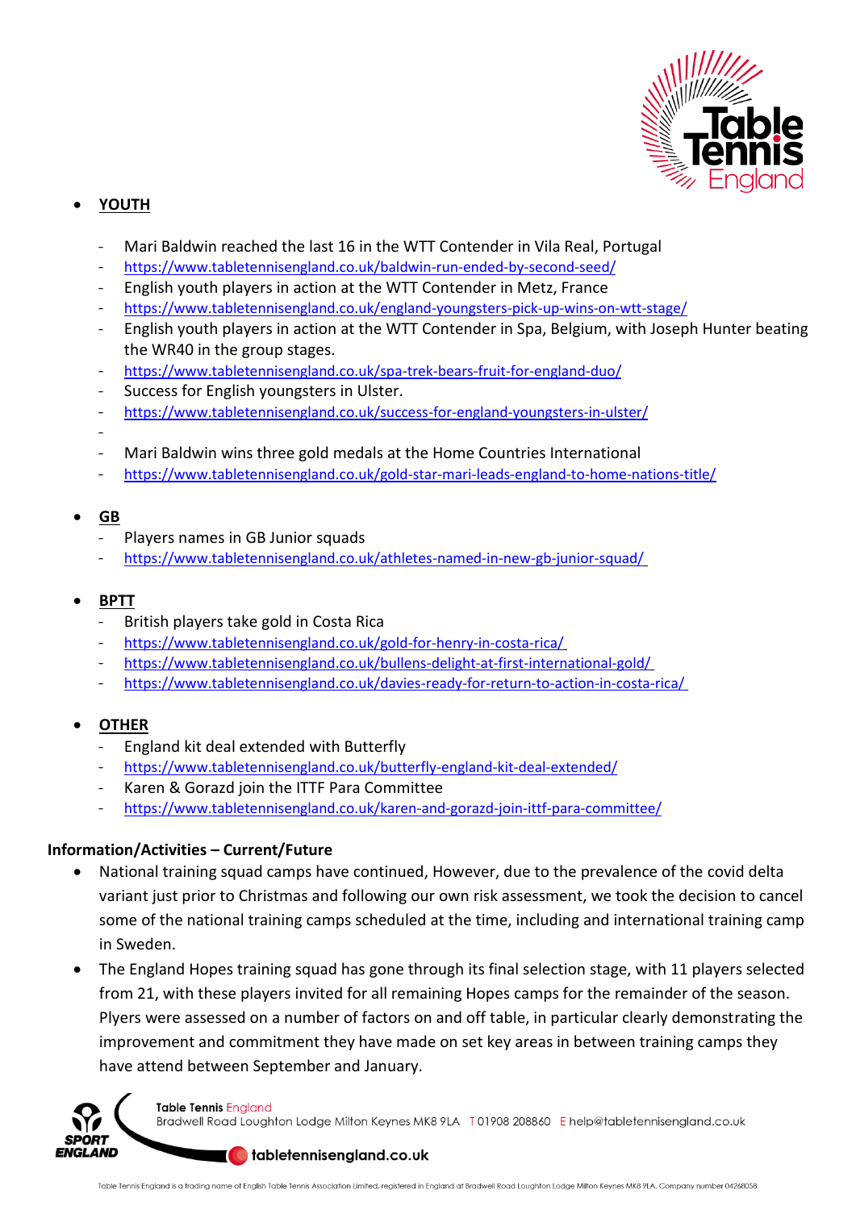- **YOUTH**

  - Mari Baldwin reached the last 16 in the WTT Contender in Vila Real, Portugal
  - https://www.tabletennisengland.co.uk/baldwin-run-ended-by-second-seed/
  - English youth players in action at the WTT Contender in Metz, France
  - https://www.tabletennisengland.co.uk/england-youngsters-pick-up-wins-on-wtt-stage/
  - English youth players in action at the WTT Contender in Spa, Belgium, with Joseph Hunter beating the WR40 in the group stages.
  - https://www.tabletennisengland.co.uk/spa-trek-bears-fruit-for-england-duo/
  - Success for English youngsters in Ulster.
  - https://www.tabletennisengland.co.uk/success-for-england-youngsters-in-ulster/
  -
  - Mari Baldwin wins three gold medals at the Home Countries International
  - https://www.tabletennisengland.co.uk/gold-star-mari-leads-england-to-home-nations-title/

- **GB**
  - Players names in GB Junior squads
  - https://www.tabletennisengland.co.uk/athletes-named-in-new-gb-junior-squad/

- **BPTT**
  - British players take gold in Costa Rica
  - https://www.tabletennisengland.co.uk/gold-for-henry-in-costa-rica/
  - https://www.tabletennisengland.co.uk/bullens-delight-at-first-international-gold/
  - https://www.tabletennisengland.co.uk/davies-ready-for-return-to-action-in-costa-rica/

- **OTHER**
  - England kit deal extended with Butterfly
  - https://www.tabletennisengland.co.uk/butterfly-england-kit-deal-extended/
  - Karen & Gorazd join the ITTF Para Committee
  - https://www.tabletennisengland.co.uk/karen-and-gorazd-join-ittf-para-committee/

**Information/Activities – Current/Future**

- National training squad camps have continued, However, due to the prevalence of the covid delta variant just prior to Christmas and following our own risk assessment, we took the decision to cancel some of the national training camps scheduled at the time, including and international training camp in Sweden.
- The England Hopes training squad has gone through its final selection stage, with 11 players selected from 21, with these players invited for all remaining Hopes camps for the remainder of the season. Plyers were assessed on a number of factors on and off table, in particular clearly demonstrating the improvement and commitment they have made on set key areas in between training camps they have attend between September and January.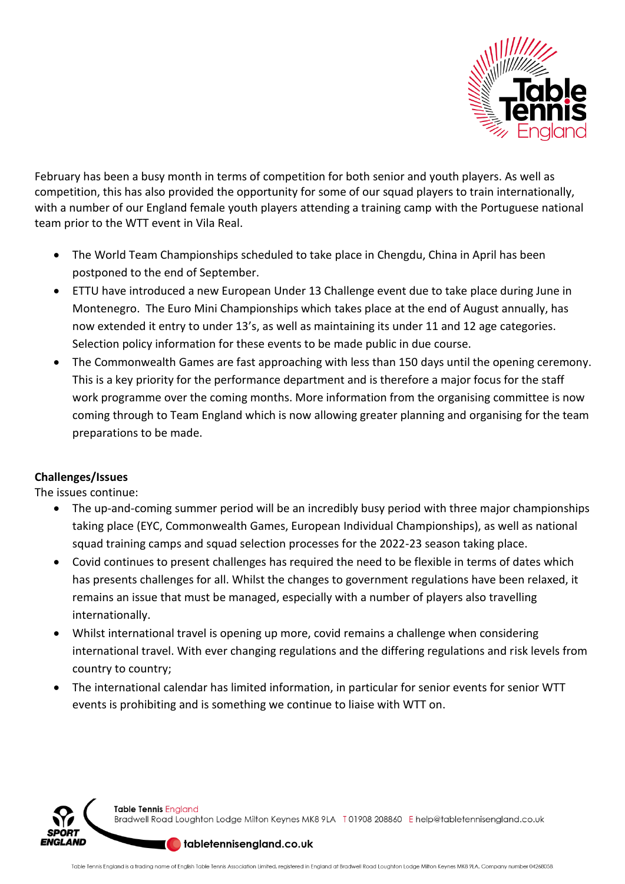February has been a busy month in terms of competition for both senior and youth players. As well as competition, this has also provided the opportunity for some of our squad players to train internationally, with a number of our England female youth players attending a training camp with the Portuguese national team prior to the WTT event in Vila Real.

- The World Team Championships scheduled to take place in Chengdu, China in April has been postponed to the end of September.
- ETTU have introduced a new European Under 13 Challenge event due to take place during June in Montenegro. The Euro Mini Championships which takes place at the end of August annually, has now extended it entry to under 13's, as well as maintaining its under 11 and 12 age categories. Selection policy information for these events to be made public in due course.
- The Commonwealth Games are fast approaching with less than 150 days until the opening ceremony. This is a key priority for the performance department and is therefore a major focus for the staff work programme over the coming months. More information from the organising committee is now coming through to Team England which is now allowing greater planning and organising for the team preparations to be made.

**Challenges/Issues**

The issues continue:

- The up-and-coming summer period will be an incredibly busy period with three major championships taking place (EYC, Commonwealth Games, European Individual Championships), as well as national squad training camps and squad selection processes for the 2022-23 season taking place.
- Covid continues to present challenges has required the need to be flexible in terms of dates which has presents challenges for all. Whilst the changes to government regulations have been relaxed, it remains an issue that must be managed, especially with a number of players also travelling internationally.
- Whilst international travel is opening up more, covid remains a challenge when considering international travel. With ever changing regulations and the differing regulations and risk levels from country to country;
- The international calendar has limited information, in particular for senior events for senior WTT events is prohibiting and is something we continue to liaise with WTT on.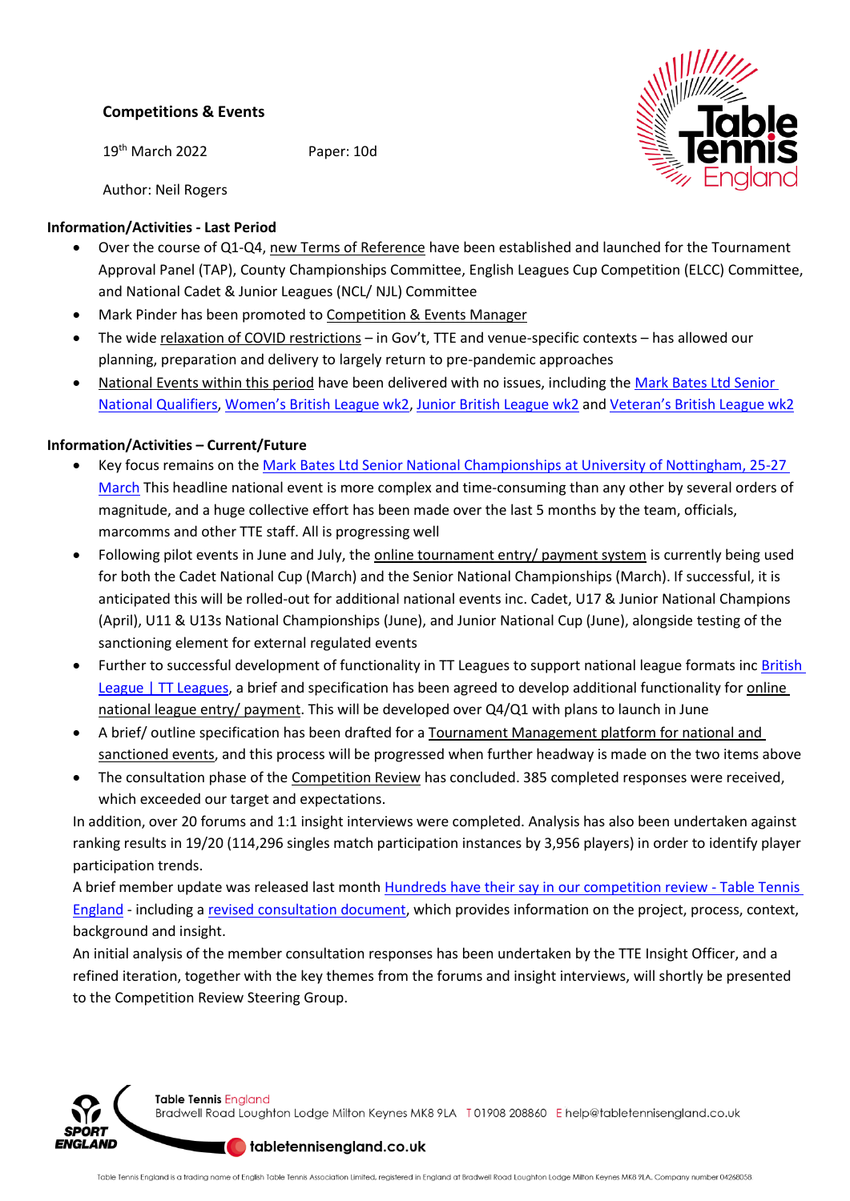**Competitions & Events**

19th March 2022 Paper: 10d

Author: Neil Rogers

**Information/Activities - Last Period**

- Over the course of Q1-Q4, new Terms of Reference have been established and launched for the Tournament Approval Panel (TAP), County Championships Committee, English Leagues Cup Competition (ELCC) Committee, and National Cadet & Junior Leagues (NCL/ NJL) Committee
- Mark Pinder has been promoted to Competition & Events Manager
- The wide relaxation of COVID restrictions – in Gov't, TTE and venue-specific contexts – has allowed our planning, preparation and delivery to largely return to pre-pandemic approaches
- National Events within this period have been delivered with no issues, including the Mark Bates Ltd Senior National Qualifiers, Women's British League wk2, Junior British League wk2 and Veteran's British League wk2

**Information/Activities – Current/Future**

- Key focus remains on the Mark Bates Ltd Senior National Championships at University of Nottingham, 25-27 March This headline national event is more complex and time-consuming than any other by several orders of magnitude, and a huge collective effort has been made over the last 5 months by the team, officials, marcomms and other TTE staff. All is progressing well
- Following pilot events in June and July, the online tournament entry/ payment system is currently being used for both the Cadet National Cup (March) and the Senior National Championships (March). If successful, it is anticipated this will be rolled-out for additional national events inc. Cadet, U17 & Junior National Champions (April), U11 & U13s National Championships (June), and Junior National Cup (June), alongside testing of the sanctioning element for external regulated events
- Further to successful development of functionality in TT Leagues to support national league formats inc British League | TT Leagues, a brief and specification has been agreed to develop additional functionality for online national league entry/ payment. This will be developed over Q4/Q1 with plans to launch in June
- A brief/ outline specification has been drafted for a Tournament Management platform for national and sanctioned events, and this process will be progressed when further headway is made on the two items above
- The consultation phase of the Competition Review has concluded. 385 completed responses were received, which exceeded our target and expectations.

In addition, over 20 forums and 1:1 insight interviews were completed. Analysis has also been undertaken against ranking results in 19/20 (114,296 singles match participation instances by 3,956 players) in order to identify player participation trends.

A brief member update was released last month Hundreds have their say in our competition review - Table Tennis England - including a revised consultation document, which provides information on the project, process, context, background and insight.

An initial analysis of the member consultation responses has been undertaken by the TTE Insight Officer, and a refined iteration, together with the key themes from the forums and insight interviews, will shortly be presented to the Competition Review Steering Group.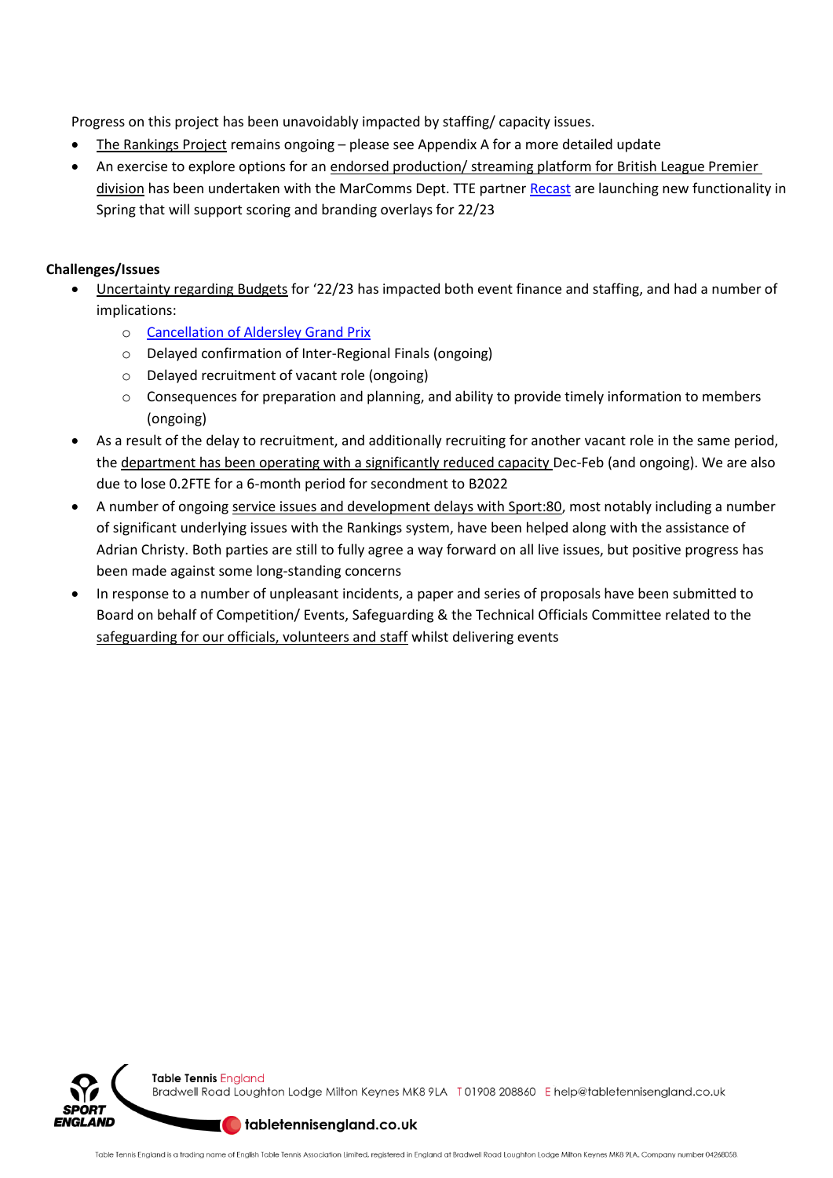Progress on this project has been unavoidably impacted by staffing/ capacity issues.

- The Rankings Project remains ongoing – please see Appendix A for a more detailed update
- An exercise to explore options for an endorsed production/ streaming platform for British League Premier division has been undertaken with the MarComms Dept. TTE partner Recast are launching new functionality in Spring that will support scoring and branding overlays for 22/23

**Challenges/Issues**

- Uncertainty regarding Budgets for '22/23 has impacted both event finance and staffing, and had a number of implications:
  - Cancellation of Aldersley Grand Prix
  - Delayed confirmation of Inter-Regional Finals (ongoing)
  - Delayed recruitment of vacant role (ongoing)
  - Consequences for preparation and planning, and ability to provide timely information to members (ongoing)
- As a result of the delay to recruitment, and additionally recruiting for another vacant role in the same period, the department has been operating with a significantly reduced capacity Dec-Feb (and ongoing). We are also due to lose 0.2FTE for a 6-month period for secondment to B2022
- A number of ongoing service issues and development delays with Sport:80, most notably including a number of significant underlying issues with the Rankings system, have been helped along with the assistance of Adrian Christy. Both parties are still to fully agree a way forward on all live issues, but positive progress has been made against some long-standing concerns
- In response to a number of unpleasant incidents, a paper and series of proposals have been submitted to Board on behalf of Competition/ Events, Safeguarding & the Technical Officials Committee related to the safeguarding for our officials, volunteers and staff whilst delivering events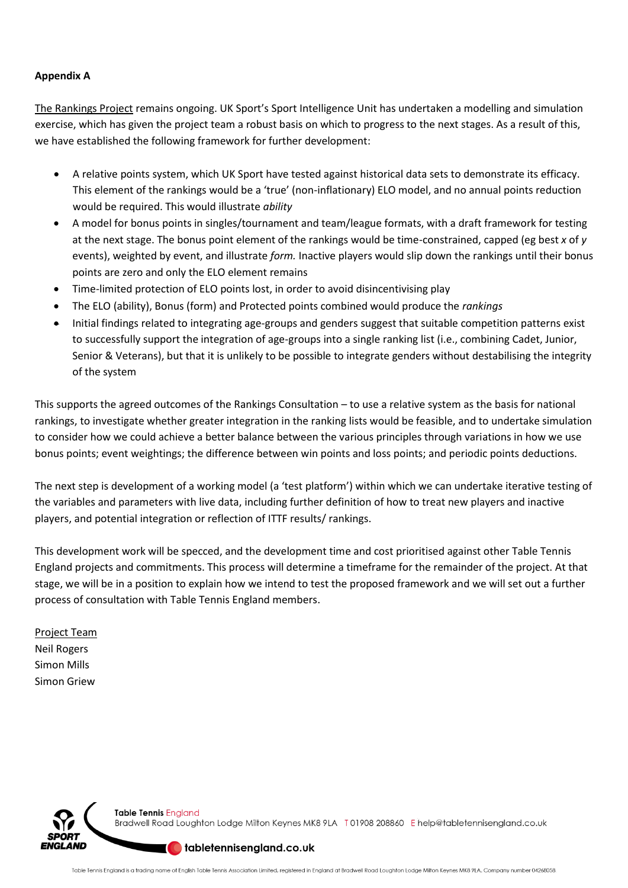**Appendix A**

The Rankings Project remains ongoing. UK Sport's Sport Intelligence Unit has undertaken a modelling and simulation exercise, which has given the project team a robust basis on which to progress to the next stages. As a result of this, we have established the following framework for further development:

- A relative points system, which UK Sport have tested against historical data sets to demonstrate its efficacy. This element of the rankings would be a 'true' (non-inflationary) ELO model, and no annual points reduction would be required. This would illustrate *ability*
- A model for bonus points in singles/tournament and team/league formats, with a draft framework for testing at the next stage. The bonus point element of the rankings would be time-constrained, capped (eg best *x* of *y* events), weighted by event, and illustrate *form.* Inactive players would slip down the rankings until their bonus points are zero and only the ELO element remains
- Time-limited protection of ELO points lost, in order to avoid disincentivising play
- The ELO (ability), Bonus (form) and Protected points combined would produce the *rankings*
- Initial findings related to integrating age-groups and genders suggest that suitable competition patterns exist to successfully support the integration of age-groups into a single ranking list (i.e., combining Cadet, Junior, Senior & Veterans), but that it is unlikely to be possible to integrate genders without destabilising the integrity of the system

This supports the agreed outcomes of the Rankings Consultation – to use a relative system as the basis for national rankings, to investigate whether greater integration in the ranking lists would be feasible, and to undertake simulation to consider how we could achieve a better balance between the various principles through variations in how we use bonus points; event weightings; the difference between win points and loss points; and periodic points deductions.

The next step is development of a working model (a 'test platform') within which we can undertake iterative testing of the variables and parameters with live data, including further definition of how to treat new players and inactive players, and potential integration or reflection of ITTF results/ rankings.

This development work will be specced, and the development time and cost prioritised against other Table Tennis England projects and commitments. This process will determine a timeframe for the remainder of the project. At that stage, we will be in a position to explain how we intend to test the proposed framework and we will set out a further process of consultation with Table Tennis England members.

Project Team
Neil Rogers
Simon Mills
Simon Griew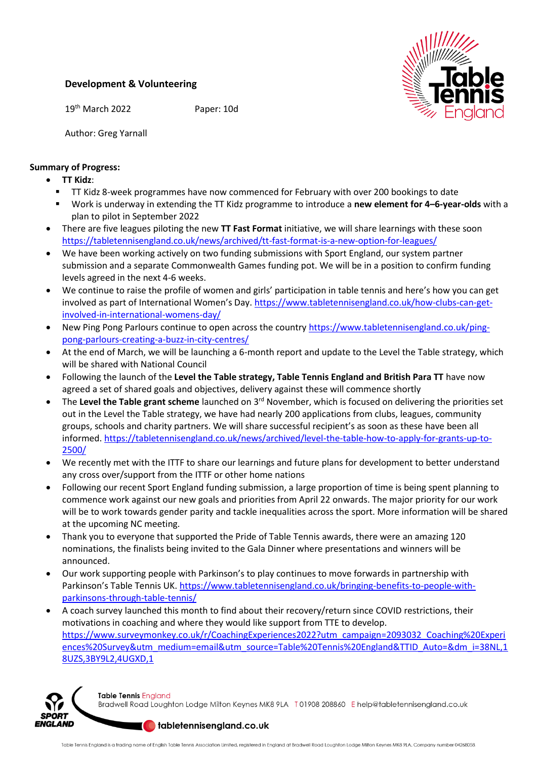**Development & Volunteering**

19th March 2022 Paper: 10d

Author: Greg Yarnall

**Summary of Progress:**

- **TT Kidz**:
  - TT Kidz 8-week programmes have now commenced for February with over 200 bookings to date
  - Work is underway in extending the TT Kidz programme to introduce a **new element for 4–6-year-olds** with a plan to pilot in September 2022
- There are five leagues piloting the new **TT Fast Format** initiative, we will share learnings with these soon https://tabletennisengland.co.uk/news/archived/tt-fast-format-is-a-new-option-for-leagues/
- We have been working actively on two funding submissions with Sport England, our system partner submission and a separate Commonwealth Games funding pot. We will be in a position to confirm funding levels agreed in the next 4-6 weeks.
- We continue to raise the profile of women and girls' participation in table tennis and here's how you can get involved as part of International Women's Day. https://www.tabletennisengland.co.uk/how-clubs-can-get-involved-in-international-womens-day/
- New Ping Pong Parlours continue to open across the country https://www.tabletennisengland.co.uk/ping-pong-parlours-creating-a-buzz-in-city-centres/
- At the end of March, we will be launching a 6-month report and update to the Level the Table strategy, which will be shared with National Council
- Following the launch of the **Level the Table strategy, Table Tennis England and British Para TT** have now agreed a set of shared goals and objectives, delivery against these will commence shortly
- The **Level the Table grant scheme** launched on 3rd November, which is focused on delivering the priorities set out in the Level the Table strategy, we have had nearly 200 applications from clubs, leagues, community groups, schools and charity partners. We will share successful recipient's as soon as these have been all informed. https://tabletennisengland.co.uk/news/archived/level-the-table-how-to-apply-for-grants-up-to-2500/
- We recently met with the ITTF to share our learnings and future plans for development to better understand any cross over/support from the ITTF or other home nations
- Following our recent Sport England funding submission, a large proportion of time is being spent planning to commence work against our new goals and priorities from April 22 onwards. The major priority for our work will be to work towards gender parity and tackle inequalities across the sport. More information will be shared at the upcoming NC meeting.
- Thank you to everyone that supported the Pride of Table Tennis awards, there were an amazing 120 nominations, the finalists being invited to the Gala Dinner where presentations and winners will be announced.
- Our work supporting people with Parkinson's to play continues to move forwards in partnership with Parkinson's Table Tennis UK. https://www.tabletennisengland.co.uk/bringing-benefits-to-people-with-parkinsons-through-table-tennis/
- A coach survey launched this month to find about their recovery/return since COVID restrictions, their motivations in coaching and where they would like support from TTE to develop. https://www.surveymonkey.co.uk/r/CoachingExperiences2022?utm_campaign=2093032_Coaching%20Experiences%20Survey&utm_medium=email&utm_source=Table%20Tennis%20England&TTID_Auto=&dm_i=38NL,18UZS,3BY9L2,4UGXD,1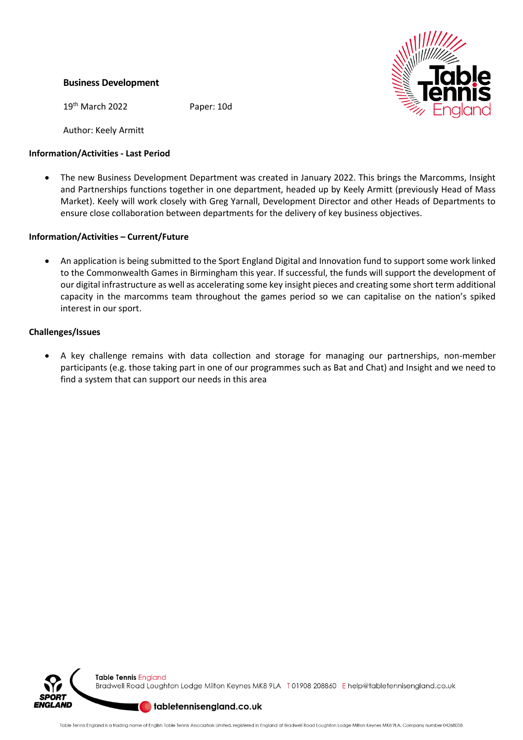**Business Development**

19th March 2022 Paper: 10d

Author: Keely Armitt

**Information/Activities - Last Period**

- The new Business Development Department was created in January 2022. This brings the Marcomms, Insight and Partnerships functions together in one department, headed up by Keely Armitt (previously Head of Mass Market). Keely will work closely with Greg Yarnall, Development Director and other Heads of Departments to ensure close collaboration between departments for the delivery of key business objectives.

**Information/Activities – Current/Future**

- An application is being submitted to the Sport England Digital and Innovation fund to support some work linked to the Commonwealth Games in Birmingham this year. If successful, the funds will support the development of our digital infrastructure as well as accelerating some key insight pieces and creating some short term additional capacity in the marcomms team throughout the games period so we can capitalise on the nation's spiked interest in our sport.

**Challenges/Issues**

- A key challenge remains with data collection and storage for managing our partnerships, non-member participants (e.g. those taking part in one of our programmes such as Bat and Chat) and Insight and we need to find a system that can support our needs in this area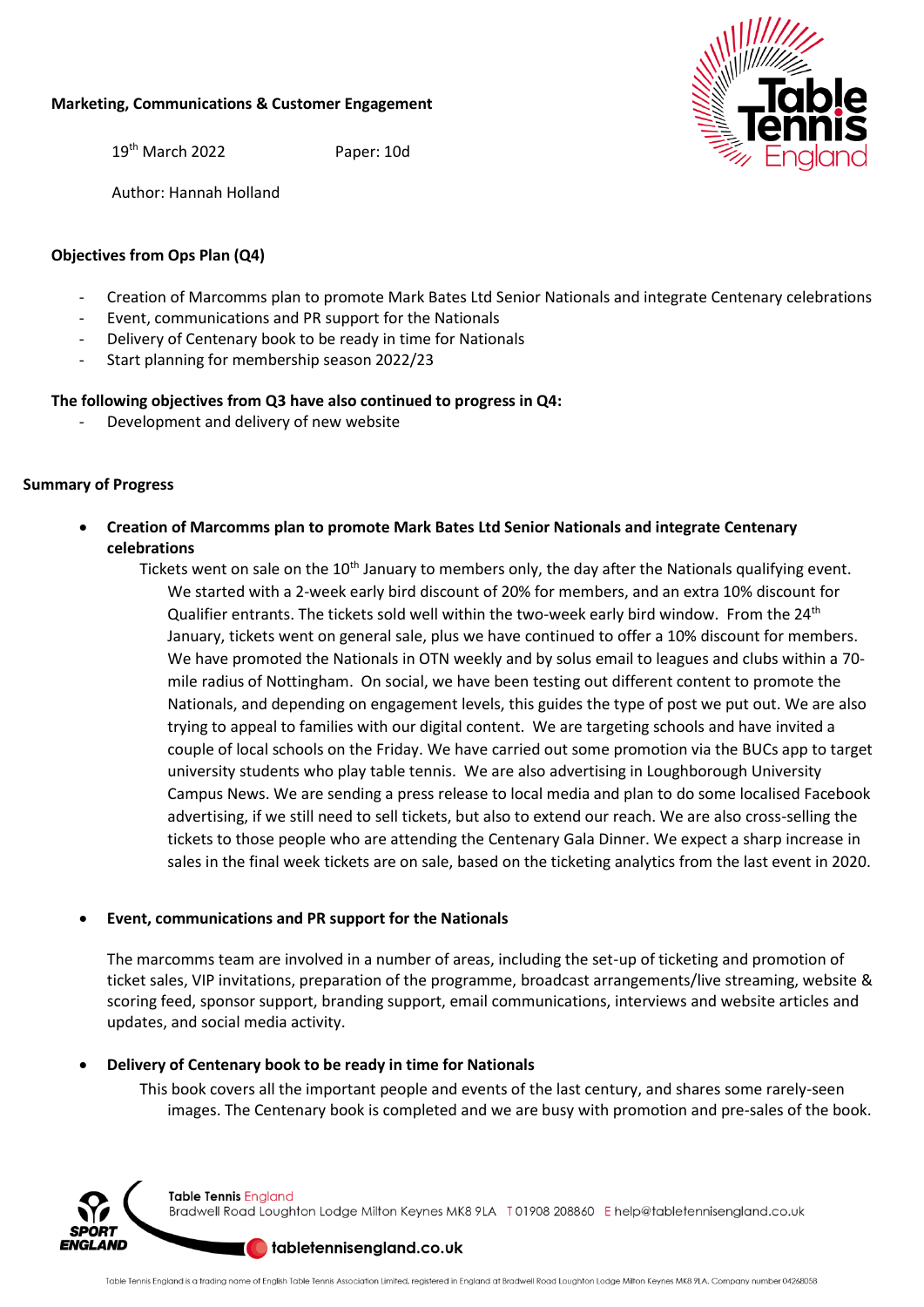**Marketing, Communications & Customer Engagement**

19th March 2022 Paper: 10d

Author: Hannah Holland

**Objectives from Ops Plan (Q4)**

- Creation of Marcomms plan to promote Mark Bates Ltd Senior Nationals and integrate Centenary celebrations
- Event, communications and PR support for the Nationals
- Delivery of Centenary book to be ready in time for Nationals
- Start planning for membership season 2022/23

**The following objectives from Q3 have also continued to progress in Q4:**

- Development and delivery of new website

**Summary of Progress**

- **Creation of Marcomms plan to promote Mark Bates Ltd Senior Nationals and integrate Centenary celebrations**

  Tickets went on sale on the 10th January to members only, the day after the Nationals qualifying event. We started with a 2-week early bird discount of 20% for members, and an extra 10% discount for Qualifier entrants. The tickets sold well within the two-week early bird window. From the 24th January, tickets went on general sale, plus we have continued to offer a 10% discount for members. We have promoted the Nationals in OTN weekly and by solus email to leagues and clubs within a 70-mile radius of Nottingham. On social, we have been testing out different content to promote the Nationals, and depending on engagement levels, this guides the type of post we put out. We are also trying to appeal to families with our digital content. We are targeting schools and have invited a couple of local schools on the Friday. We have carried out some promotion via the BUCs app to target university students who play table tennis. We are also advertising in Loughborough University Campus News. We are sending a press release to local media and plan to do some localised Facebook advertising, if we still need to sell tickets, but also to extend our reach. We are also cross-selling the tickets to those people who are attending the Centenary Gala Dinner. We expect a sharp increase in sales in the final week tickets are on sale, based on the ticketing analytics from the last event in 2020.

- **Event, communications and PR support for the Nationals**

  The marcomms team are involved in a number of areas, including the set-up of ticketing and promotion of ticket sales, VIP invitations, preparation of the programme, broadcast arrangements/live streaming, website & scoring feed, sponsor support, branding support, email communications, interviews and website articles and updates, and social media activity.

- **Delivery of Centenary book to be ready in time for Nationals**

  This book covers all the important people and events of the last century, and shares some rarely-seen images. The Centenary book is completed and we are busy with promotion and pre-sales of the book.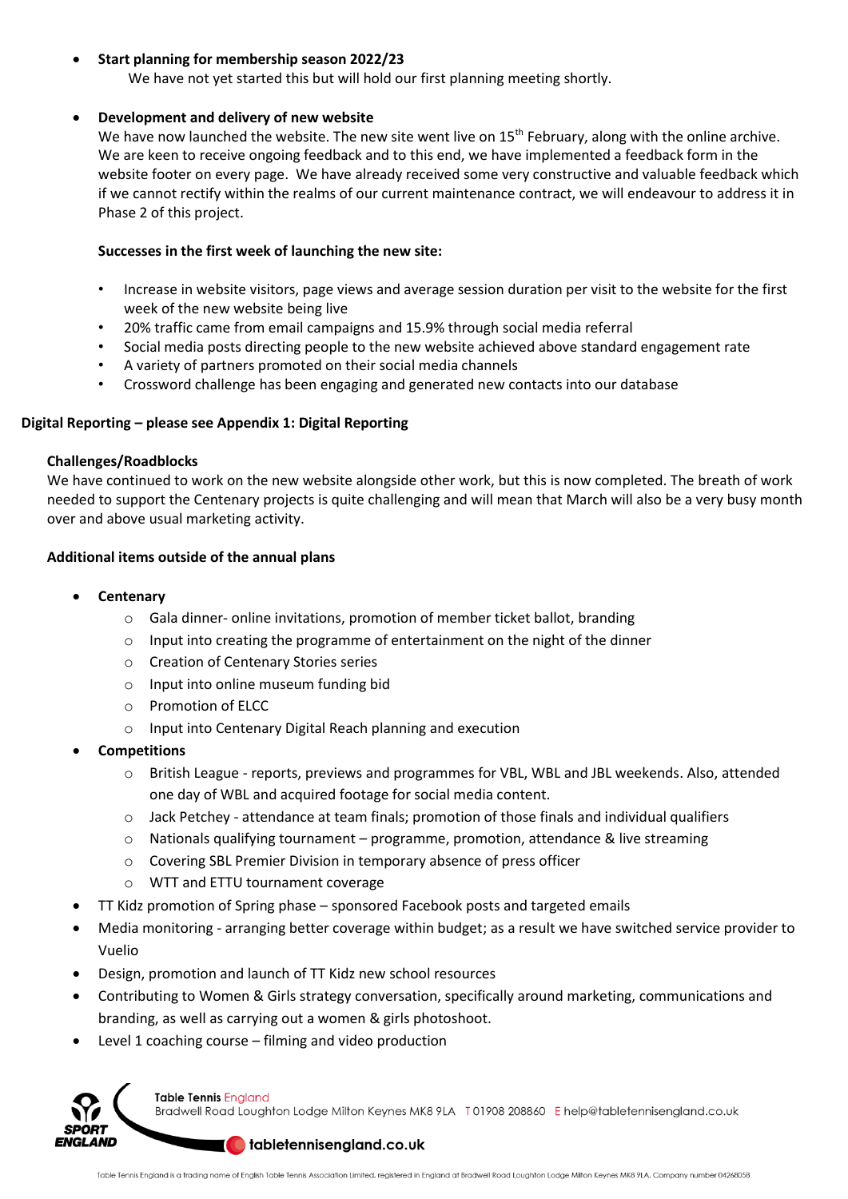- **Start planning for membership season 2022/23**
  We have not yet started this but will hold our first planning meeting shortly.

- **Development and delivery of new website**
  We have now launched the website. The new site went live on 15th February, along with the online archive. We are keen to receive ongoing feedback and to this end, we have implemented a feedback form in the website footer on every page. We have already received some very constructive and valuable feedback which if we cannot rectify within the realms of our current maintenance contract, we will endeavour to address it in Phase 2 of this project.

  **Successes in the first week of launching the new site:**

  - Increase in website visitors, page views and average session duration per visit to the website for the first week of the new website being live
  - 20% traffic came from email campaigns and 15.9% through social media referral
  - Social media posts directing people to the new website achieved above standard engagement rate
  - A variety of partners promoted on their social media channels
  - Crossword challenge has been engaging and generated new contacts into our database

**Digital Reporting – please see Appendix 1: Digital Reporting**

**Challenges/Roadblocks**

We have continued to work on the new website alongside other work, but this is now completed. The breath of work needed to support the Centenary projects is quite challenging and will mean that March will also be a very busy month over and above usual marketing activity.

**Additional items outside of the annual plans**

- **Centenary**
  - Gala dinner- online invitations, promotion of member ticket ballot, branding
  - Input into creating the programme of entertainment on the night of the dinner
  - Creation of Centenary Stories series
  - Input into online museum funding bid
  - Promotion of ELCC
  - Input into Centenary Digital Reach planning and execution
- **Competitions**
  - British League - reports, previews and programmes for VBL, WBL and JBL weekends. Also, attended one day of WBL and acquired footage for social media content.
  - Jack Petchey - attendance at team finals; promotion of those finals and individual qualifiers
  - Nationals qualifying tournament – programme, promotion, attendance & live streaming
  - Covering SBL Premier Division in temporary absence of press officer
  - WTT and ETTU tournament coverage
- TT Kidz promotion of Spring phase – sponsored Facebook posts and targeted emails
- Media monitoring - arranging better coverage within budget; as a result we have switched service provider to Vuelio
- Design, promotion and launch of TT Kidz new school resources
- Contributing to Women & Girls strategy conversation, specifically around marketing, communications and branding, as well as carrying out a women & girls photoshoot.
- Level 1 coaching course – filming and video production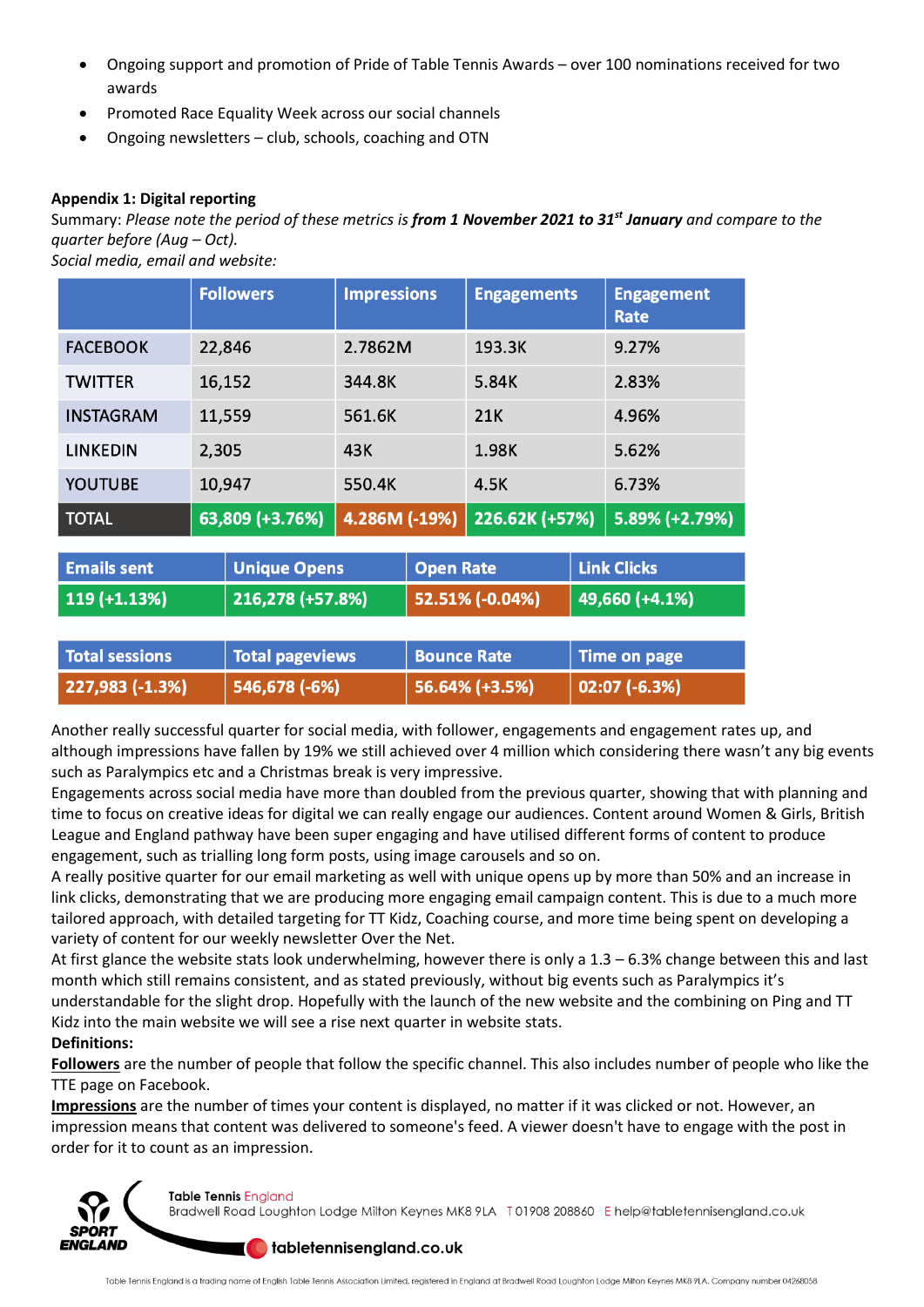- Ongoing support and promotion of Pride of Table Tennis Awards – over 100 nominations received for two awards
- Promoted Race Equality Week across our social channels
- Ongoing newsletters – club, schools, coaching and OTN

**Appendix 1: Digital reporting**

Summary: *Please note the period of these metrics is* ***from 1 November 2021 to 31st January*** *and compare to the quarter before (Aug – Oct).*

*Social media, email and website:*

| | Followers | Impressions | Engagements | Engagement Rate |
|---|---|---|---|---|
| FACEBOOK | 22,846 | 2.7862M | 193.3K | 9.27% |
| TWITTER | 16,152 | 344.8K | 5.84K | 2.83% |
| INSTAGRAM | 11,559 | 561.6K | 21K | 4.96% |
| LINKEDIN | 2,305 | 43K | 1.98K | 5.62% |
| YOUTUBE | 10,947 | 550.4K | 4.5K | 6.73% |
| TOTAL | 63,809 (+3.76%) | 4.286M (-19%) | 226.62K (+57%) | 5.89% (+2.79%) |

| Emails sent | Unique Opens | Open Rate | Link Clicks |
|---|---|---|---|
| 119 (+1.13%) | 216,278 (+57.8%) | 52.51% (-0.04%) | 49,660 (+4.1%) |

| Total sessions | Total pageviews | Bounce Rate | Time on page |
|---|---|---|---|
| 227,983 (-1.3%) | 546,678 (-6%) | 56.64% (+3.5%) | 02:07 (-6.3%) |

Another really successful quarter for social media, with follower, engagements and engagement rates up, and although impressions have fallen by 19% we still achieved over 4 million which considering there wasn't any big events such as Paralympics etc and a Christmas break is very impressive.

Engagements across social media have more than doubled from the previous quarter, showing that with planning and time to focus on creative ideas for digital we can really engage our audiences. Content around Women & Girls, British League and England pathway have been super engaging and have utilised different forms of content to produce engagement, such as trialling long form posts, using image carousels and so on.

A really positive quarter for our email marketing as well with unique opens up by more than 50% and an increase in link clicks, demonstrating that we are producing more engaging email campaign content. This is due to a much more tailored approach, with detailed targeting for TT Kidz, Coaching course, and more time being spent on developing a variety of content for our weekly newsletter Over the Net.

At first glance the website stats look underwhelming, however there is only a 1.3 – 6.3% change between this and last month which still remains consistent, and as stated previously, without big events such as Paralympics it's understandable for the slight drop. Hopefully with the launch of the new website and the combining on Ping and TT Kidz into the main website we will see a rise next quarter in website stats.

**Definitions:**

**Followers** are the number of people that follow the specific channel. This also includes number of people who like the TTE page on Facebook.

**Impressions** are the number of times your content is displayed, no matter if it was clicked or not. However, an impression means that content was delivered to someone's feed. A viewer doesn't have to engage with the post in order for it to count as an impression.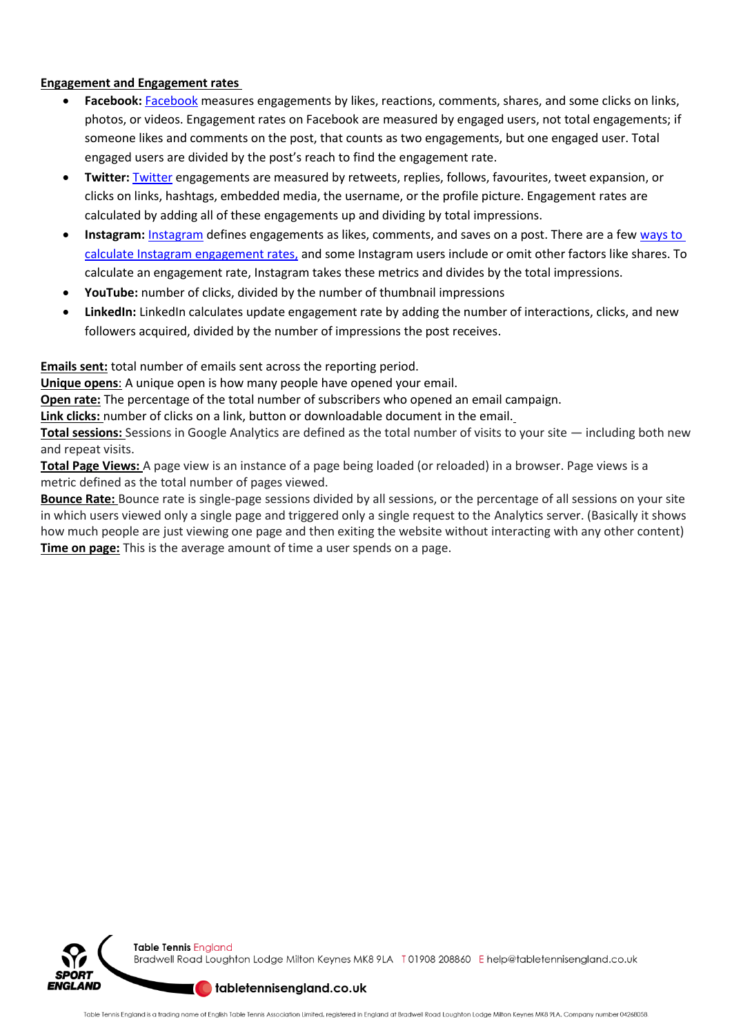**Engagement and Engagement rates**

- **Facebook:** Facebook measures engagements by likes, reactions, comments, shares, and some clicks on links, photos, or videos. Engagement rates on Facebook are measured by engaged users, not total engagements; if someone likes and comments on the post, that counts as two engagements, but one engaged user. Total engaged users are divided by the post's reach to find the engagement rate.
- **Twitter:** Twitter engagements are measured by retweets, replies, follows, favourites, tweet expansion, or clicks on links, hashtags, embedded media, the username, or the profile picture. Engagement rates are calculated by adding all of these engagements up and dividing by total impressions.
- **Instagram:** Instagram defines engagements as likes, comments, and saves on a post. There are a few ways to calculate Instagram engagement rates, and some Instagram users include or omit other factors like shares. To calculate an engagement rate, Instagram takes these metrics and divides by the total impressions.
- **YouTube:** number of clicks, divided by the number of thumbnail impressions
- **LinkedIn:** LinkedIn calculates update engagement rate by adding the number of interactions, clicks, and new followers acquired, divided by the number of impressions the post receives.

**Emails sent:** total number of emails sent across the reporting period.
**Unique opens**: A unique open is how many people have opened your email.
**Open rate:** The percentage of the total number of subscribers who opened an email campaign.
**Link clicks:** number of clicks on a link, button or downloadable document in the email.
**Total sessions:** Sessions in Google Analytics are defined as the total number of visits to your site — including both new and repeat visits.
**Total Page Views:** A page view is an instance of a page being loaded (or reloaded) in a browser. Page views is a metric defined as the total number of pages viewed.
**Bounce Rate:** Bounce rate is single-page sessions divided by all sessions, or the percentage of all sessions on your site in which users viewed only a single page and triggered only a single request to the Analytics server. (Basically it shows how much people are just viewing one page and then exiting the website without interacting with any other content)
**Time on page:** This is the average amount of time a user spends on a page.